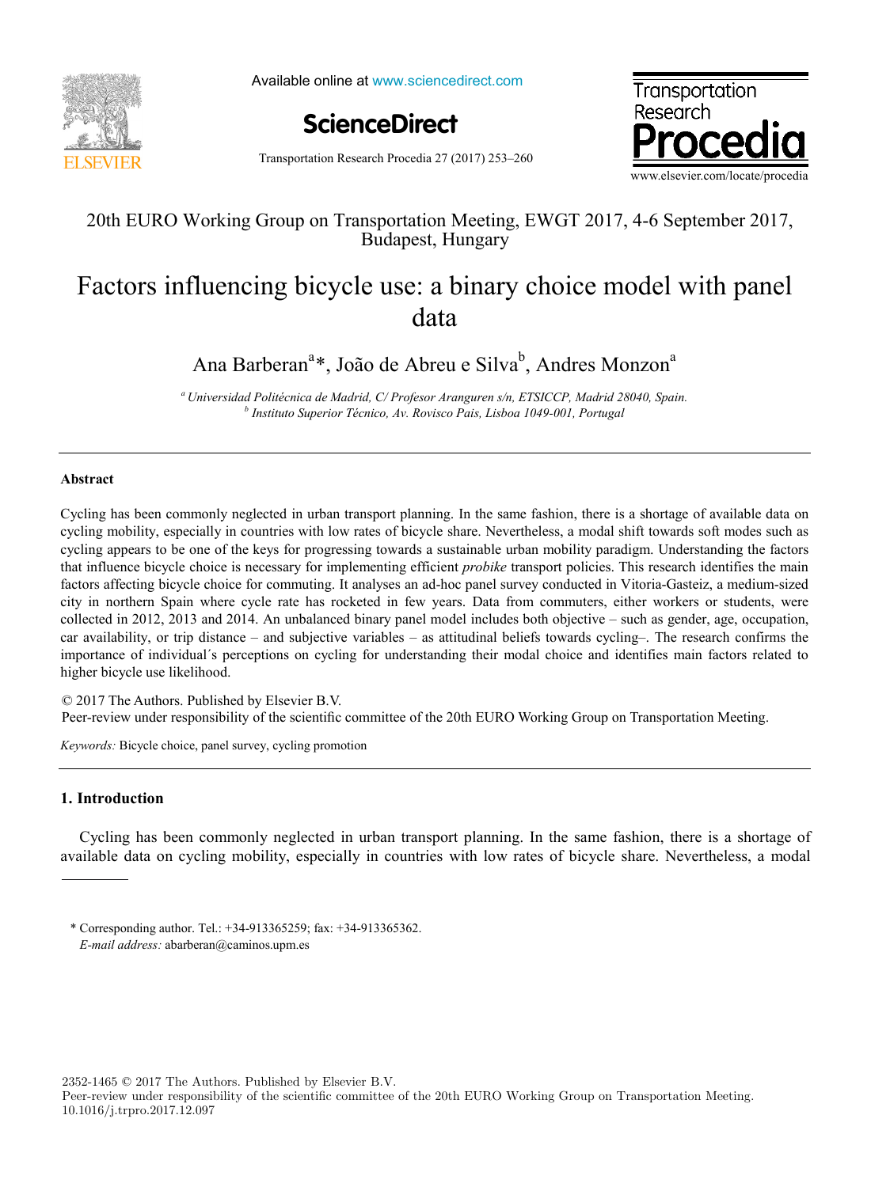20th EURO Working Group on Transportation Meeting, EWGT 2017, 4-6 September 2017, Budapest, Hungary

# Factors influencing bicycle use: a binary choice model with panel data

Ana Barberan[a]*, João de Abreu e Silva[b], Andres Monzon[a]

[a] *Universidad Politécnica de Madrid, C/ Profesor Aranguren s/n, ETSICCP, Madrid 28040, Spain.*
[b] *Instituto Superior Técnico, Av. Rovisco Pais, Lisboa 1049-001, Portugal*

## Abstract

Cycling has been commonly neglected in urban transport planning. In the same fashion, there is a shortage of available data on cycling mobility, especially in countries with low rates of bicycle share. Nevertheless, a modal shift towards soft modes such as cycling appears to be one of the keys for progressing towards a sustainable urban mobility paradigm. Understanding the factors that influence bicycle choice is necessary for implementing efficient *probike* transport policies. This research identifies the main factors affecting bicycle choice for commuting. It analyses an ad-hoc panel survey conducted in Vitoria-Gasteiz, a medium-sized city in northern Spain where cycle rate has rocketed in few years. Data from commuters, either workers or students, were collected in 2012, 2013 and 2014. An unbalanced binary panel model includes both objective – such as gender, age, occupation, car availability, or trip distance – and subjective variables – as attitudinal beliefs towards cycling–. The research confirms the importance of individual´s perceptions on cycling for understanding their modal choice and identifies main factors related to higher bicycle use likelihood.

© 2017 The Authors. Published by Elsevier B.V.
Peer-review under responsibility of the scientific committee of the 20th EURO Working Group on Transportation Meeting.

*Keywords:* Bicycle choice, panel survey, cycling promotion

## 1. Introduction

Cycling has been commonly neglected in urban transport planning. In the same fashion, there is a shortage of available data on cycling mobility, especially in countries with low rates of bicycle share. Nevertheless, a modal

\* Corresponding author. Tel.: +34-913365259; fax: +34-913365362.
*E-mail address:* abarberan@caminos.upm.es

2352-1465 © 2017 The Authors. Published by Elsevier B.V.
Peer-review under responsibility of the scientific committee of the 20th EURO Working Group on Transportation Meeting.
10.1016/j.trpro.2017.12.097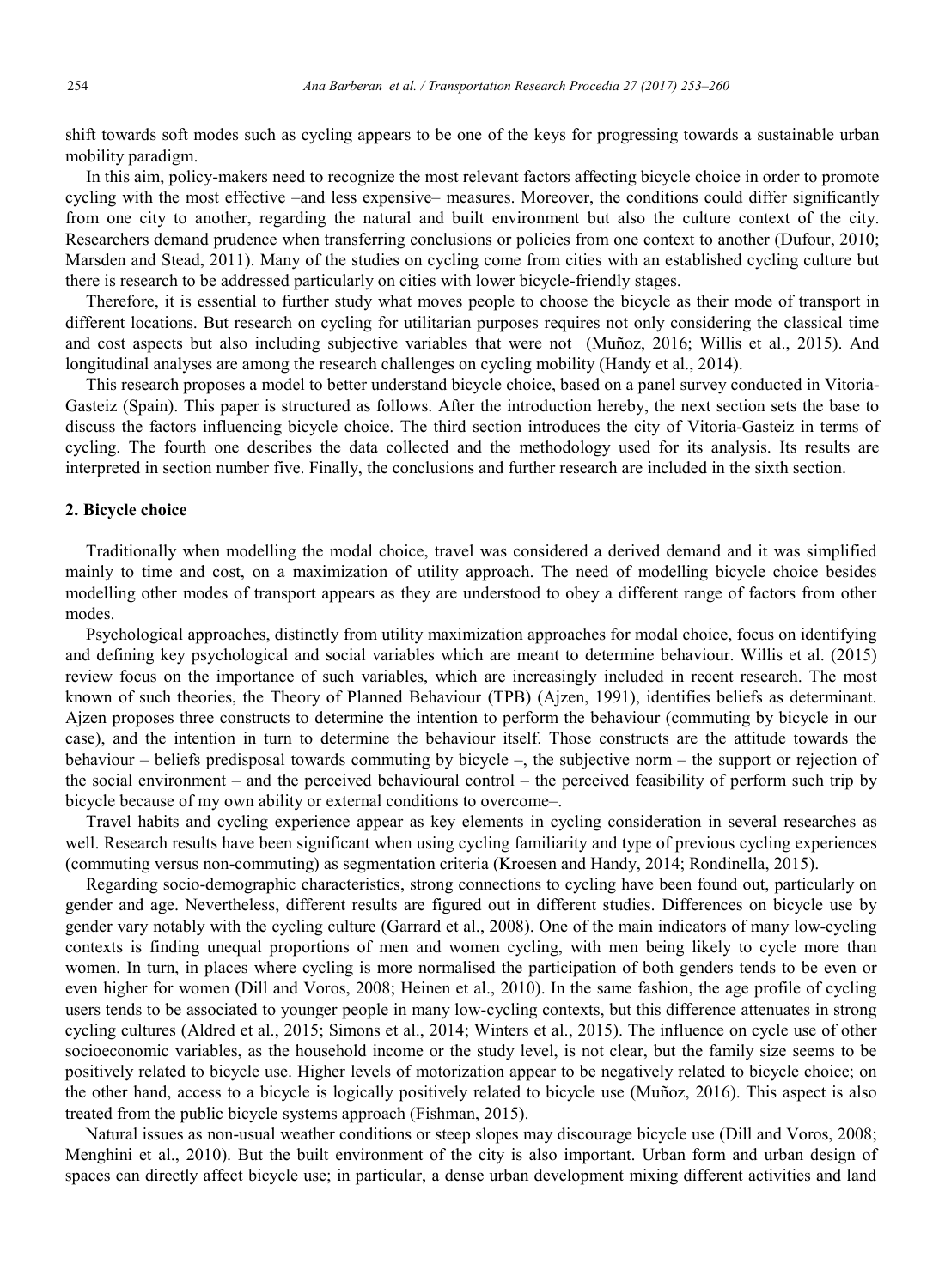shift towards soft modes such as cycling appears to be one of the keys for progressing towards a sustainable urban mobility paradigm.

In this aim, policy-makers need to recognize the most relevant factors affecting bicycle choice in order to promote cycling with the most effective –and less expensive– measures. Moreover, the conditions could differ significantly from one city to another, regarding the natural and built environment but also the culture context of the city. Researchers demand prudence when transferring conclusions or policies from one context to another (Dufour, 2010; Marsden and Stead, 2011). Many of the studies on cycling come from cities with an established cycling culture but there is research to be addressed particularly on cities with lower bicycle-friendly stages.

Therefore, it is essential to further study what moves people to choose the bicycle as their mode of transport in different locations. But research on cycling for utilitarian purposes requires not only considering the classical time and cost aspects but also including subjective variables that were not (Muñoz, 2016; Willis et al., 2015). And longitudinal analyses are among the research challenges on cycling mobility (Handy et al., 2014).

This research proposes a model to better understand bicycle choice, based on a panel survey conducted in Vitoria-Gasteiz (Spain). This paper is structured as follows. After the introduction hereby, the next section sets the base to discuss the factors influencing bicycle choice. The third section introduces the city of Vitoria-Gasteiz in terms of cycling. The fourth one describes the data collected and the methodology used for its analysis. Its results are interpreted in section number five. Finally, the conclusions and further research are included in the sixth section.

## 2. Bicycle choice

Traditionally when modelling the modal choice, travel was considered a derived demand and it was simplified mainly to time and cost, on a maximization of utility approach. The need of modelling bicycle choice besides modelling other modes of transport appears as they are understood to obey a different range of factors from other modes.

Psychological approaches, distinctly from utility maximization approaches for modal choice, focus on identifying and defining key psychological and social variables which are meant to determine behaviour. Willis et al. (2015) review focus on the importance of such variables, which are increasingly included in recent research. The most known of such theories, the Theory of Planned Behaviour (TPB) (Ajzen, 1991), identifies beliefs as determinant. Ajzen proposes three constructs to determine the intention to perform the behaviour (commuting by bicycle in our case), and the intention in turn to determine the behaviour itself. Those constructs are the attitude towards the behaviour – beliefs predisposal towards commuting by bicycle –, the subjective norm – the support or rejection of the social environment – and the perceived behavioural control – the perceived feasibility of perform such trip by bicycle because of my own ability or external conditions to overcome–.

Travel habits and cycling experience appear as key elements in cycling consideration in several researches as well. Research results have been significant when using cycling familiarity and type of previous cycling experiences (commuting versus non-commuting) as segmentation criteria (Kroesen and Handy, 2014; Rondinella, 2015).

Regarding socio-demographic characteristics, strong connections to cycling have been found out, particularly on gender and age. Nevertheless, different results are figured out in different studies. Differences on bicycle use by gender vary notably with the cycling culture (Garrard et al., 2008). One of the main indicators of many low-cycling contexts is finding unequal proportions of men and women cycling, with men being likely to cycle more than women. In turn, in places where cycling is more normalised the participation of both genders tends to be even or even higher for women (Dill and Voros, 2008; Heinen et al., 2010). In the same fashion, the age profile of cycling users tends to be associated to younger people in many low-cycling contexts, but this difference attenuates in strong cycling cultures (Aldred et al., 2015; Simons et al., 2014; Winters et al., 2015). The influence on cycle use of other socioeconomic variables, as the household income or the study level, is not clear, but the family size seems to be positively related to bicycle use. Higher levels of motorization appear to be negatively related to bicycle choice; on the other hand, access to a bicycle is logically positively related to bicycle use (Muñoz, 2016). This aspect is also treated from the public bicycle systems approach (Fishman, 2015).

Natural issues as non-usual weather conditions or steep slopes may discourage bicycle use (Dill and Voros, 2008; Menghini et al., 2010). But the built environment of the city is also important. Urban form and urban design of spaces can directly affect bicycle use; in particular, a dense urban development mixing different activities and land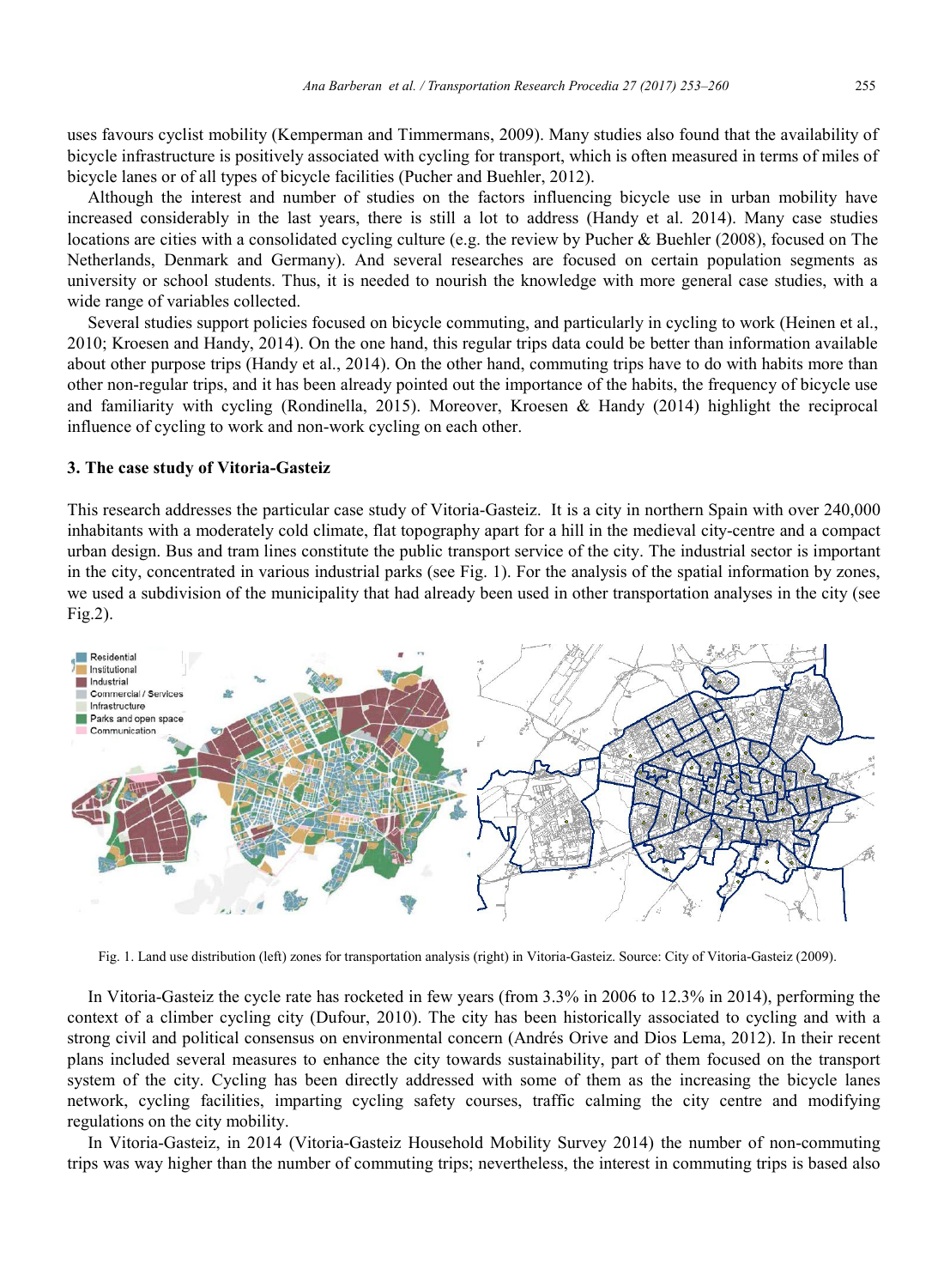uses favours cyclist mobility (Kemperman and Timmermans, 2009). Many studies also found that the availability of bicycle infrastructure is positively associated with cycling for transport, which is often measured in terms of miles of bicycle lanes or of all types of bicycle facilities (Pucher and Buehler, 2012).

Although the interest and number of studies on the factors influencing bicycle use in urban mobility have increased considerably in the last years, there is still a lot to address (Handy et al. 2014). Many case studies locations are cities with a consolidated cycling culture (e.g. the review by Pucher & Buehler (2008), focused on The Netherlands, Denmark and Germany). And several researches are focused on certain population segments as university or school students. Thus, it is needed to nourish the knowledge with more general case studies, with a wide range of variables collected.

Several studies support policies focused on bicycle commuting, and particularly in cycling to work (Heinen et al., 2010; Kroesen and Handy, 2014). On the one hand, this regular trips data could be better than information available about other purpose trips (Handy et al., 2014). On the other hand, commuting trips have to do with habits more than other non-regular trips, and it has been already pointed out the importance of the habits, the frequency of bicycle use and familiarity with cycling (Rondinella, 2015). Moreover, Kroesen & Handy (2014) highlight the reciprocal influence of cycling to work and non-work cycling on each other.

## 3. The case study of Vitoria-Gasteiz

This research addresses the particular case study of Vitoria-Gasteiz. It is a city in northern Spain with over 240,000 inhabitants with a moderately cold climate, flat topography apart for a hill in the medieval city-centre and a compact urban design. Bus and tram lines constitute the public transport service of the city. The industrial sector is important in the city, concentrated in various industrial parks (see Fig. 1). For the analysis of the spatial information by zones, we used a subdivision of the municipality that had already been used in other transportation analyses in the city (see Fig.2).

Fig. 1. Land use distribution (left) zones for transportation analysis (right) in Vitoria-Gasteiz. Source: City of Vitoria-Gasteiz (2009).

In Vitoria-Gasteiz the cycle rate has rocketed in few years (from 3.3% in 2006 to 12.3% in 2014), performing the context of a climber cycling city (Dufour, 2010). The city has been historically associated to cycling and with a strong civil and political consensus on environmental concern (Andrés Orive and Dios Lema, 2012). In their recent plans included several measures to enhance the city towards sustainability, part of them focused on the transport system of the city. Cycling has been directly addressed with some of them as the increasing the bicycle lanes network, cycling facilities, imparting cycling safety courses, traffic calming the city centre and modifying regulations on the city mobility.

In Vitoria-Gasteiz, in 2014 (Vitoria-Gasteiz Household Mobility Survey 2014) the number of non-commuting trips was way higher than the number of commuting trips; nevertheless, the interest in commuting trips is based also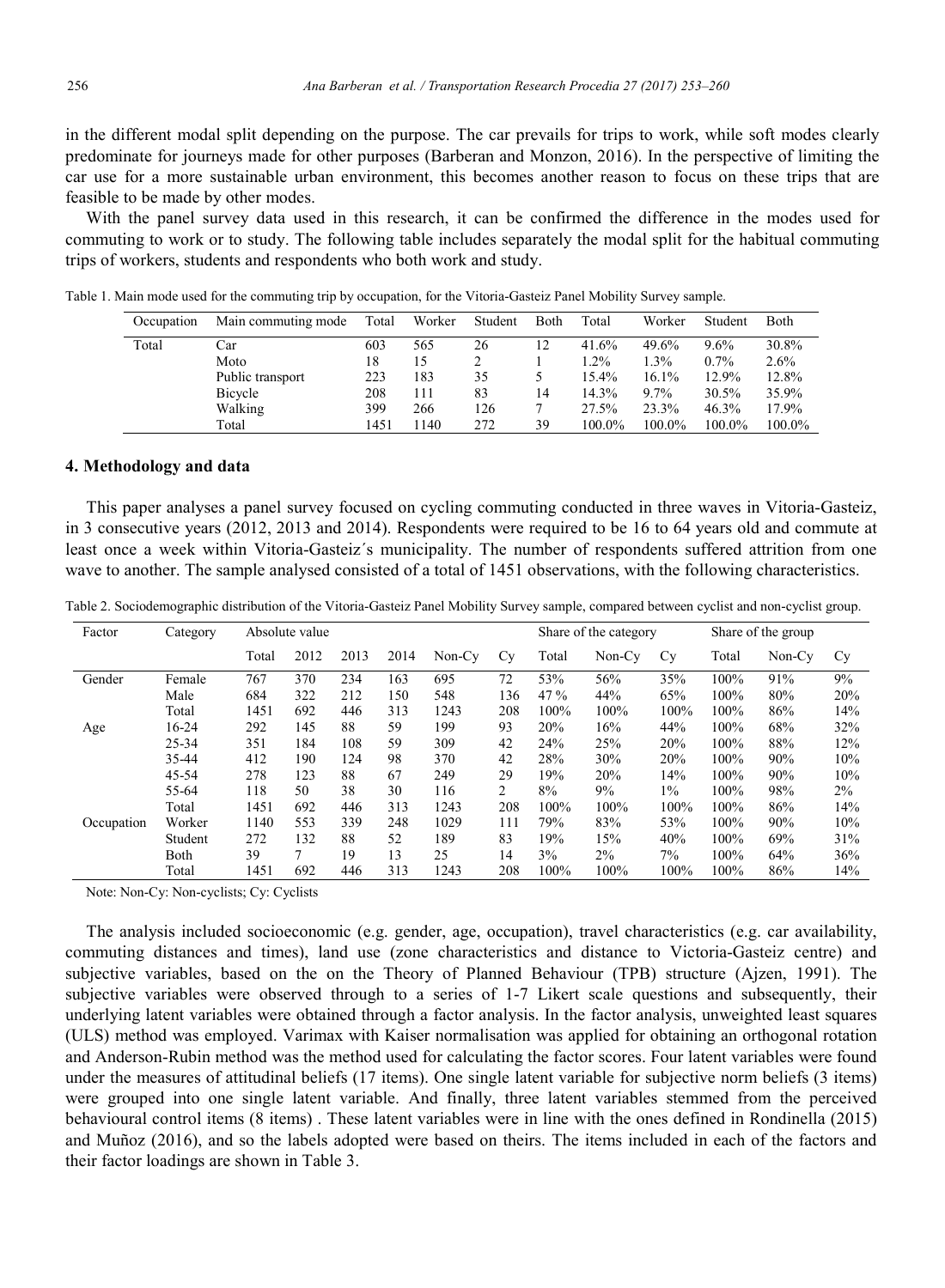in the different modal split depending on the purpose. The car prevails for trips to work, while soft modes clearly predominate for journeys made for other purposes (Barberan and Monzon, 2016). In the perspective of limiting the car use for a more sustainable urban environment, this becomes another reason to focus on these trips that are feasible to be made by other modes.

With the panel survey data used in this research, it can be confirmed the difference in the modes used for commuting to work or to study. The following table includes separately the modal split for the habitual commuting trips of workers, students and respondents who both work and study.

Table 1. Main mode used for the commuting trip by occupation, for the Vitoria-Gasteiz Panel Mobility Survey sample.

| Occupation | Main commuting mode | Total | Worker | Student | Both | Total | Worker | Student | Both |
|---|---|---|---|---|---|---|---|---|---|
| Total | Car | 603 | 565 | 26 | 12 | 41.6% | 49.6% | 9.6% | 30.8% |
| | Moto | 18 | 15 | 2 | 1 | 1.2% | 1.3% | 0.7% | 2.6% |
| | Public transport | 223 | 183 | 35 | 5 | 15.4% | 16.1% | 12.9% | 12.8% |
| | Bicycle | 208 | 111 | 83 | 14 | 14.3% | 9.7% | 30.5% | 35.9% |
| | Walking | 399 | 266 | 126 | 7 | 27.5% | 23.3% | 46.3% | 17.9% |
| | Total | 1451 | 1140 | 272 | 39 | 100.0% | 100.0% | 100.0% | 100.0% |

## 4. Methodology and data

This paper analyses a panel survey focused on cycling commuting conducted in three waves in Vitoria-Gasteiz, in 3 consecutive years (2012, 2013 and 2014). Respondents were required to be 16 to 64 years old and commute at least once a week within Vitoria-Gasteiz´s municipality. The number of respondents suffered attrition from one wave to another. The sample analysed consisted of a total of 1451 observations, with the following characteristics.

Table 2. Sociodemographic distribution of the Vitoria-Gasteiz Panel Mobility Survey sample, compared between cyclist and non-cyclist group.

| Factor | Category | Absolute value | | | | | | Share of the category | | | Share of the group | | |
|---|---|---|---|---|---|---|---|---|---|---|---|---|---|
| | | Total | 2012 | 2013 | 2014 | Non-Cy | Cy | Total | Non-Cy | Cy | Total | Non-Cy | Cy |
| Gender | Female | 767 | 370 | 234 | 163 | 695 | 72 | 53% | 56% | 35% | 100% | 91% | 9% |
| | Male | 684 | 322 | 212 | 150 | 548 | 136 | 47 % | 44% | 65% | 100% | 80% | 20% |
| | Total | 1451 | 692 | 446 | 313 | 1243 | 208 | 100% | 100% | 100% | 100% | 86% | 14% |
| Age | 16-24 | 292 | 145 | 88 | 59 | 199 | 93 | 20% | 16% | 44% | 100% | 68% | 32% |
| | 25-34 | 351 | 184 | 108 | 59 | 309 | 42 | 24% | 25% | 20% | 100% | 88% | 12% |
| | 35-44 | 412 | 190 | 124 | 98 | 370 | 42 | 28% | 30% | 20% | 100% | 90% | 10% |
| | 45-54 | 278 | 123 | 88 | 67 | 249 | 29 | 19% | 20% | 14% | 100% | 90% | 10% |
| | 55-64 | 118 | 50 | 38 | 30 | 116 | 2 | 8% | 9% | 1% | 100% | 98% | 2% |
| | Total | 1451 | 692 | 446 | 313 | 1243 | 208 | 100% | 100% | 100% | 100% | 86% | 14% |
| Occupation | Worker | 1140 | 553 | 339 | 248 | 1029 | 111 | 79% | 83% | 53% | 100% | 90% | 10% |
| | Student | 272 | 132 | 88 | 52 | 189 | 83 | 19% | 15% | 40% | 100% | 69% | 31% |
| | Both | 39 | 7 | 19 | 13 | 25 | 14 | 3% | 2% | 7% | 100% | 64% | 36% |
| | Total | 1451 | 692 | 446 | 313 | 1243 | 208 | 100% | 100% | 100% | 100% | 86% | 14% |

Note: Non-Cy: Non-cyclists; Cy: Cyclists

The analysis included socioeconomic (e.g. gender, age, occupation), travel characteristics (e.g. car availability, commuting distances and times), land use (zone characteristics and distance to Victoria-Gasteiz centre) and subjective variables, based on the on the Theory of Planned Behaviour (TPB) structure (Ajzen, 1991). The subjective variables were observed through to a series of 1-7 Likert scale questions and subsequently, their underlying latent variables were obtained through a factor analysis. In the factor analysis, unweighted least squares (ULS) method was employed. Varimax with Kaiser normalisation was applied for obtaining an orthogonal rotation and Anderson-Rubin method was the method used for calculating the factor scores. Four latent variables were found under the measures of attitudinal beliefs (17 items). One single latent variable for subjective norm beliefs (3 items) were grouped into one single latent variable. And finally, three latent variables stemmed from the perceived behavioural control items (8 items) . These latent variables were in line with the ones defined in Rondinella (2015) and Muñoz (2016), and so the labels adopted were based on theirs. The items included in each of the factors and their factor loadings are shown in Table 3.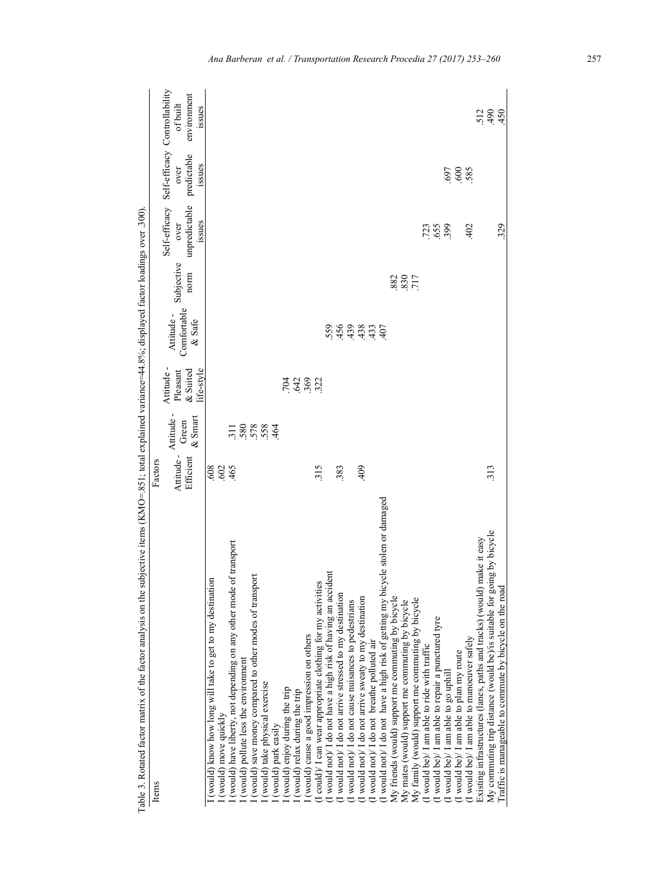Table 3. Rotated factor matrix of the factor analysis on the subjective items (KMO=.851; total explained variance=44.8%; displayed factor loadings over .300).

| Items | Factors | | | | | | | |
|---|---|---|---|---|---|---|---|---|
| | Attitude - Efficient | Attitude - Green & Smart | Attitude - Pleasant & Suited life-style | Attitude - Comfortable & Safe | Subjective norm | Self-efficacy over unpredictable issues | Self-efficacy over predictable issues | Controllability of built environment issues |
| I (would) know how long will take to get to my destination | .608 | | | | | | | |
| I (would) move quickly | .602 | | | | | | | |
| I (would) have liberty, not depending on any other mode of transport | .465 | .311 | | | | | | |
| I (would) pollute less the environment | | .580 | | | | | | |
| I (would) save money compared to other modes of transport | | .578 | | | | | | |
| I (would) take physical exercise | | .558 | | | | | | |
| I (would) park easily | | .464 | | | | | | |
| I (would) enjoy during the trip | | | .704 | | | | | |
| I (would) relax during the trip | | | .642 | | | | | |
| I (would) cause a good impression on others | | | .369 | | | | | |
| (I could)/ I can wear appropriate clothing for my activities | .315 | | .322 | | | | | |
| (I would not)/ I do not have a high risk of having an accident | | | | .559 | | | | |
| (I would not)/ I do not arrive stressed to my destination | .383 | | | .456 | | | | |
| (I would not)/ I do not cause nuisances to pedestrians | | | | .439 | | | | |
| (I would not)/ I do not arrive sweaty to my destination | .409 | | | .438 | | | | |
| (I would not) I do not breathe polluted air | | | | .433 | | | | |
| (I would not)/ I do not have a high risk of getting my bicycle stolen or damaged | | | | .407 | | | | |
| My friends (would) support me commuting by bicycle | | | | | .882 | | | |
| My mates (would) support me commuting by bicycle | | | | | .830 | | | |
| My family (would) support me commuting by bicycle | | | | | .717 | | | |
| (I would be)/ I am able to ride with traffic | | | | | | .723 | | |
| (I would be)/ I am able to repair a punctured tyre | | | | | | .655 | | |
| (I would be)/ I am able to go uphill | | | | | | .399 | .697 | |
| (I would be)/ I am able to plan my route | | | | | | | .600 | |
| (I would be)/ I am able to manoeuver safely | | | | | | .402 | .585 | |
| Existing infrastructures (lanes, paths and tracks) (would) make it easy | | | | | | | | .512 |
| My commuting trip distance (would be)/is suitable for going by bicycle | .313 | | | | | | | .490 |
| Traffic is manageable to commute by bicycle on the road | | | | | | .329 | | .450 |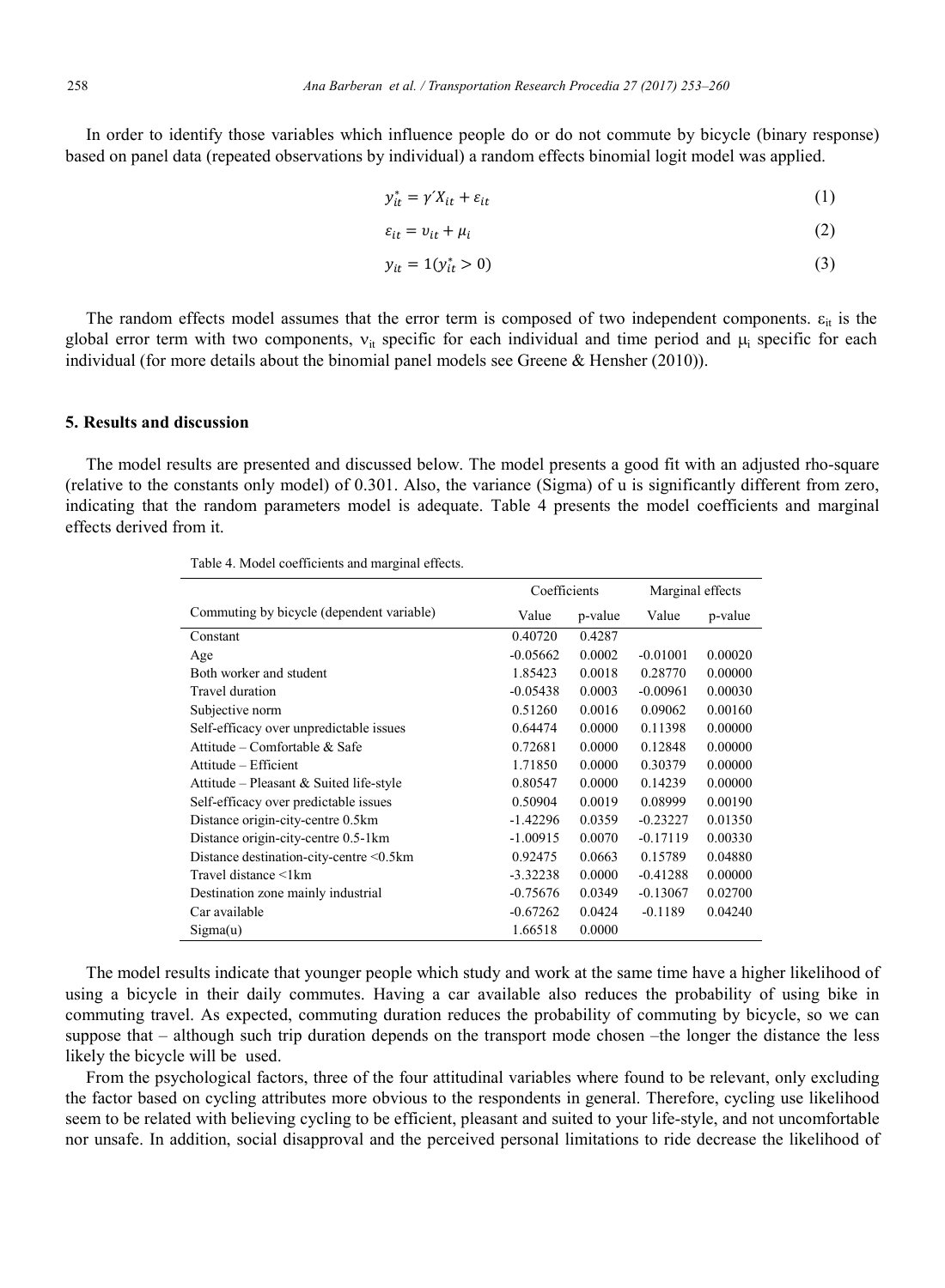In order to identify those variables which influence people do or do not commute by bicycle (binary response) based on panel data (repeated observations by individual) a random effects binomial logit model was applied.

$$y_{it}^{*} = \gamma' X_{it} + \varepsilon_{it} \quad (1)$$

$$\varepsilon_{it} = \upsilon_{it} + \mu_{i} \quad (2)$$

$$y_{it} = 1(y_{it}^{*} > 0) \quad (3)$$

The random effects model assumes that the error term is composed of two independent components. $\varepsilon_{it}$ is the global error term with two components, $\nu_{it}$ specific for each individual and time period and $\mu_i$ specific for each individual (for more details about the binomial panel models see Greene & Hensher (2010)).

## 5. Results and discussion

The model results are presented and discussed below. The model presents a good fit with an adjusted rho-square (relative to the constants only model) of 0.301. Also, the variance (Sigma) of u is significantly different from zero, indicating that the random parameters model is adequate. Table 4 presents the model coefficients and marginal effects derived from it.

Table 4. Model coefficients and marginal effects.

| | Coefficients | | Marginal effects | |
|---|---|---|---|---|
| Commuting by bicycle (dependent variable) | Value | p-value | Value | p-value |
| Constant | 0.40720 | 0.4287 | | |
| Age | -0.05662 | 0.0002 | -0.01001 | 0.00020 |
| Both worker and student | 1.85423 | 0.0018 | 0.28770 | 0.00000 |
| Travel duration | -0.05438 | 0.0003 | -0.00961 | 0.00030 |
| Subjective norm | 0.51260 | 0.0016 | 0.09062 | 0.00160 |
| Self-efficacy over unpredictable issues | 0.64474 | 0.0000 | 0.11398 | 0.00000 |
| Attitude – Comfortable & Safe | 0.72681 | 0.0000 | 0.12848 | 0.00000 |
| Attitude – Efficient | 1.71850 | 0.0000 | 0.30379 | 0.00000 |
| Attitude – Pleasant & Suited life-style | 0.80547 | 0.0000 | 0.14239 | 0.00000 |
| Self-efficacy over predictable issues | 0.50904 | 0.0019 | 0.08999 | 0.00190 |
| Distance origin-city-centre 0.5km | -1.42296 | 0.0359 | -0.23227 | 0.01350 |
| Distance origin-city-centre 0.5-1km | -1.00915 | 0.0070 | -0.17119 | 0.00330 |
| Distance destination-city-centre <0.5km | 0.92475 | 0.0663 | 0.15789 | 0.04880 |
| Travel distance <1km | -3.32238 | 0.0000 | -0.41288 | 0.00000 |
| Destination zone mainly industrial | -0.75676 | 0.0349 | -0.13067 | 0.02700 |
| Car available | -0.67262 | 0.0424 | -0.1189 | 0.04240 |
| Sigma(u) | 1.66518 | 0.0000 | | |

The model results indicate that younger people which study and work at the same time have a higher likelihood of using a bicycle in their daily commutes. Having a car available also reduces the probability of using bike in commuting travel. As expected, commuting duration reduces the probability of commuting by bicycle, so we can suppose that – although such trip duration depends on the transport mode chosen –the longer the distance the less likely the bicycle will be used.

From the psychological factors, three of the four attitudinal variables where found to be relevant, only excluding the factor based on cycling attributes more obvious to the respondents in general. Therefore, cycling use likelihood seem to be related with believing cycling to be efficient, pleasant and suited to your life-style, and not uncomfortable nor unsafe. In addition, social disapproval and the perceived personal limitations to ride decrease the likelihood of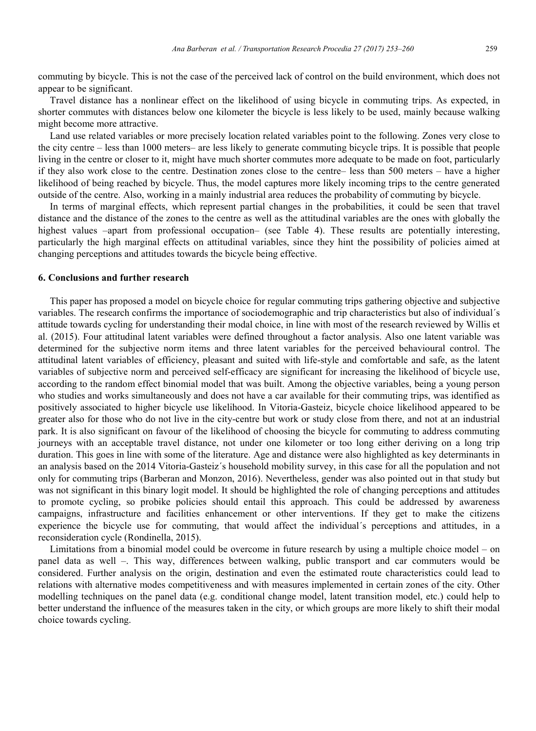commuting by bicycle. This is not the case of the perceived lack of control on the build environment, which does not appear to be significant.

Travel distance has a nonlinear effect on the likelihood of using bicycle in commuting trips. As expected, in shorter commutes with distances below one kilometer the bicycle is less likely to be used, mainly because walking might become more attractive.

Land use related variables or more precisely location related variables point to the following. Zones very close to the city centre – less than 1000 meters– are less likely to generate commuting bicycle trips. It is possible that people living in the centre or closer to it, might have much shorter commutes more adequate to be made on foot, particularly if they also work close to the centre. Destination zones close to the centre– less than 500 meters – have a higher likelihood of being reached by bicycle. Thus, the model captures more likely incoming trips to the centre generated outside of the centre. Also, working in a mainly industrial area reduces the probability of commuting by bicycle.

In terms of marginal effects, which represent partial changes in the probabilities, it could be seen that travel distance and the distance of the zones to the centre as well as the attitudinal variables are the ones with globally the highest values –apart from professional occupation– (see Table 4). These results are potentially interesting, particularly the high marginal effects on attitudinal variables, since they hint the possibility of policies aimed at changing perceptions and attitudes towards the bicycle being effective.

## 6. Conclusions and further research

This paper has proposed a model on bicycle choice for regular commuting trips gathering objective and subjective variables. The research confirms the importance of sociodemographic and trip characteristics but also of individual´s attitude towards cycling for understanding their modal choice, in line with most of the research reviewed by Willis et al. (2015). Four attitudinal latent variables were defined throughout a factor analysis. Also one latent variable was determined for the subjective norm items and three latent variables for the perceived behavioural control. The attitudinal latent variables of efficiency, pleasant and suited with life-style and comfortable and safe, as the latent variables of subjective norm and perceived self-efficacy are significant for increasing the likelihood of bicycle use, according to the random effect binomial model that was built. Among the objective variables, being a young person who studies and works simultaneously and does not have a car available for their commuting trips, was identified as positively associated to higher bicycle use likelihood. In Vitoria-Gasteiz, bicycle choice likelihood appeared to be greater also for those who do not live in the city-centre but work or study close from there, and not at an industrial park. It is also significant on favour of the likelihood of choosing the bicycle for commuting to address commuting journeys with an acceptable travel distance, not under one kilometer or too long either deriving on a long trip duration. This goes in line with some of the literature. Age and distance were also highlighted as key determinants in an analysis based on the 2014 Vitoria-Gasteiz´s household mobility survey, in this case for all the population and not only for commuting trips (Barberan and Monzon, 2016). Nevertheless, gender was also pointed out in that study but was not significant in this binary logit model. It should be highlighted the role of changing perceptions and attitudes to promote cycling, so probike policies should entail this approach. This could be addressed by awareness campaigns, infrastructure and facilities enhancement or other interventions. If they get to make the citizens experience the bicycle use for commuting, that would affect the individual´s perceptions and attitudes, in a reconsideration cycle (Rondinella, 2015).

Limitations from a binomial model could be overcome in future research by using a multiple choice model – on panel data as well –. This way, differences between walking, public transport and car commuters would be considered. Further analysis on the origin, destination and even the estimated route characteristics could lead to relations with alternative modes competitiveness and with measures implemented in certain zones of the city. Other modelling techniques on the panel data (e.g. conditional change model, latent transition model, etc.) could help to better understand the influence of the measures taken in the city, or which groups are more likely to shift their modal choice towards cycling.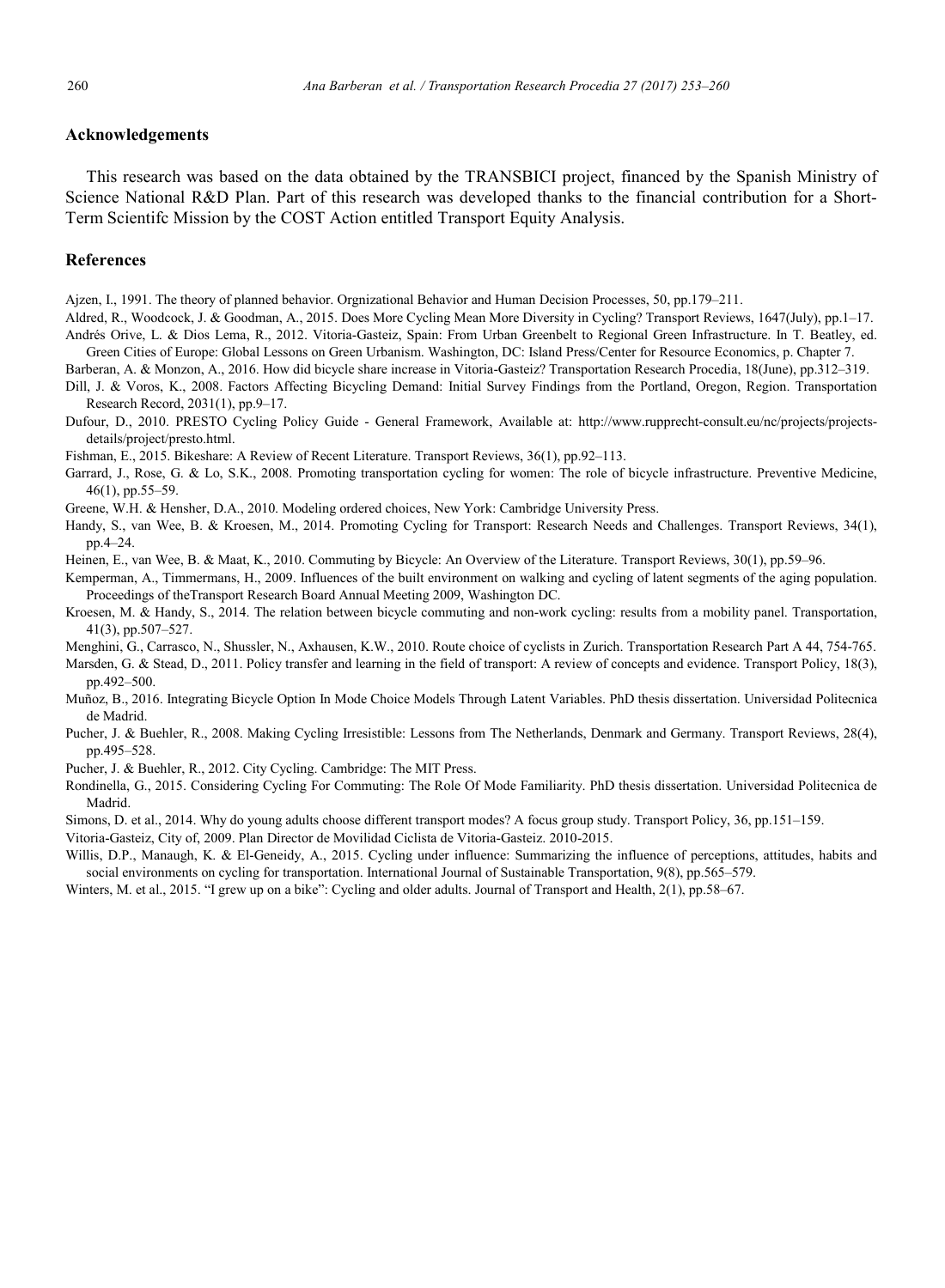## Acknowledgements

This research was based on the data obtained by the TRANSBICI project, financed by the Spanish Ministry of Science National R&D Plan. Part of this research was developed thanks to the financial contribution for a Short-Term Scientifc Mission by the COST Action entitled Transport Equity Analysis.

## References

Ajzen, I., 1991. The theory of planned behavior. Orgnizational Behavior and Human Decision Processes, 50, pp.179–211.

Aldred, R., Woodcock, J. & Goodman, A., 2015. Does More Cycling Mean More Diversity in Cycling? Transport Reviews, 1647(July), pp.1–17.

Andrés Orive, L. & Dios Lema, R., 2012. Vitoria-Gasteiz, Spain: From Urban Greenbelt to Regional Green Infrastructure. In T. Beatley, ed. Green Cities of Europe: Global Lessons on Green Urbanism. Washington, DC: Island Press/Center for Resource Economics, p. Chapter 7.

Barberan, A. & Monzon, A., 2016. How did bicycle share increase in Vitoria-Gasteiz? Transportation Research Procedia, 18(June), pp.312–319.

Dill, J. & Voros, K., 2008. Factors Affecting Bicycling Demand: Initial Survey Findings from the Portland, Oregon, Region. Transportation Research Record, 2031(1), pp.9–17.

Dufour, D., 2010. PRESTO Cycling Policy Guide - General Framework, Available at: http://www.rupprecht-consult.eu/nc/projects/projects-details/project/presto.html.

Fishman, E., 2015. Bikeshare: A Review of Recent Literature. Transport Reviews, 36(1), pp.92–113.

Garrard, J., Rose, G. & Lo, S.K., 2008. Promoting transportation cycling for women: The role of bicycle infrastructure. Preventive Medicine, 46(1), pp.55–59.

Greene, W.H. & Hensher, D.A., 2010. Modeling ordered choices, New York: Cambridge University Press.

Handy, S., van Wee, B. & Kroesen, M., 2014. Promoting Cycling for Transport: Research Needs and Challenges. Transport Reviews, 34(1), pp.4–24.

Heinen, E., van Wee, B. & Maat, K., 2010. Commuting by Bicycle: An Overview of the Literature. Transport Reviews, 30(1), pp.59–96.

Kemperman, A., Timmermans, H., 2009. Influences of the built environment on walking and cycling of latent segments of the aging population. Proceedings of theTransport Research Board Annual Meeting 2009, Washington DC.

Kroesen, M. & Handy, S., 2014. The relation between bicycle commuting and non-work cycling: results from a mobility panel. Transportation, 41(3), pp.507–527.

Menghini, G., Carrasco, N., Shussler, N., Axhausen, K.W., 2010. Route choice of cyclists in Zurich. Transportation Research Part A 44, 754-765.

Marsden, G. & Stead, D., 2011. Policy transfer and learning in the field of transport: A review of concepts and evidence. Transport Policy, 18(3), pp.492–500.

Muñoz, B., 2016. Integrating Bicycle Option In Mode Choice Models Through Latent Variables. PhD thesis dissertation. Universidad Politecnica de Madrid.

Pucher, J. & Buehler, R., 2008. Making Cycling Irresistible: Lessons from The Netherlands, Denmark and Germany. Transport Reviews, 28(4), pp.495–528.

Pucher, J. & Buehler, R., 2012. City Cycling. Cambridge: The MIT Press.

Rondinella, G., 2015. Considering Cycling For Commuting: The Role Of Mode Familiarity. PhD thesis dissertation. Universidad Politecnica de Madrid.

Simons, D. et al., 2014. Why do young adults choose different transport modes? A focus group study. Transport Policy, 36, pp.151–159.

Vitoria-Gasteiz, City of, 2009. Plan Director de Movilidad Ciclista de Vitoria-Gasteiz. 2010-2015.

Willis, D.P., Manaugh, K. & El-Geneidy, A., 2015. Cycling under influence: Summarizing the influence of perceptions, attitudes, habits and social environments on cycling for transportation. International Journal of Sustainable Transportation, 9(8), pp.565–579.

Winters, M. et al., 2015. "I grew up on a bike": Cycling and older adults. Journal of Transport and Health, 2(1), pp.58–67.